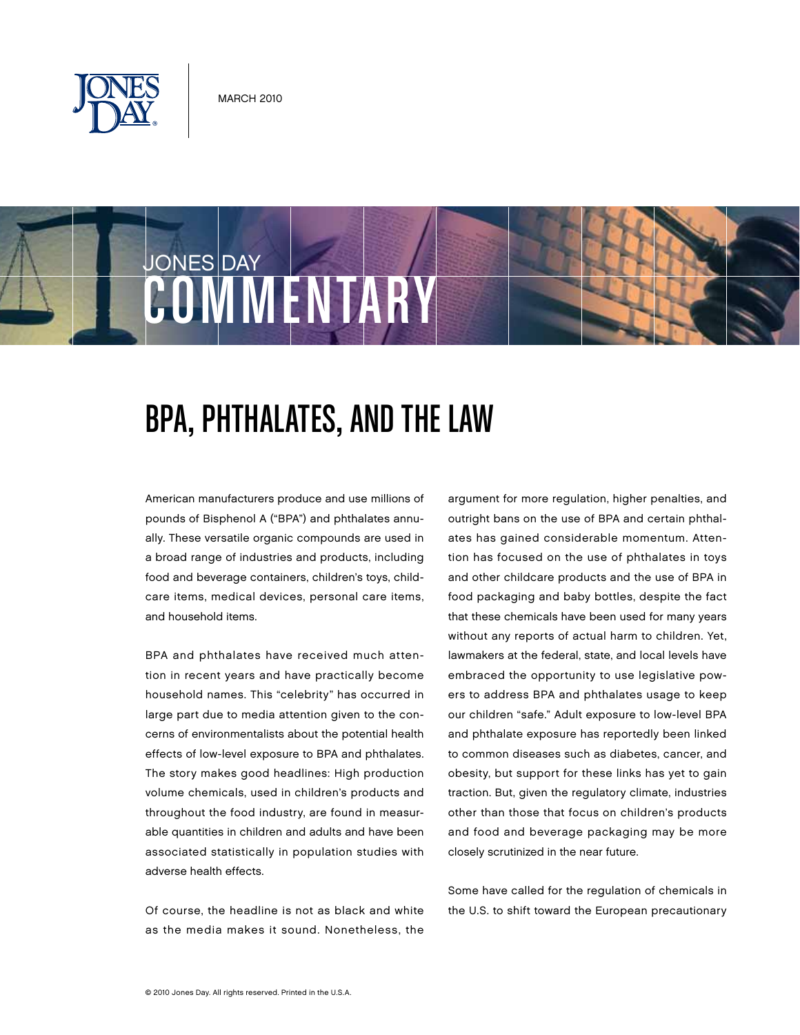MARCH 2010

JONES DAY COMMENTARY

# BPA, PHTHALATES, AND THE LAW

American manufacturers produce and use millions of pounds of Bisphenol A ("BPA") and phthalates annually. These versatile organic compounds are used in a broad range of industries and products, including food and beverage containers, children's toys, childcare items, medical devices, personal care items, and household items.

BPA and phthalates have received much attention in recent years and have practically become household names. This "celebrity" has occurred in large part due to media attention given to the concerns of environmentalists about the potential health effects of low-level exposure to BPA and phthalates. The story makes good headlines: High production volume chemicals, used in children's products and throughout the food industry, are found in measurable quantities in children and adults and have been associated statistically in population studies with adverse health effects.

Of course, the headline is not as black and white as the media makes it sound. Nonetheless, the argument for more regulation, higher penalties, and outright bans on the use of BPA and certain phthalates has gained considerable momentum. Attention has focused on the use of phthalates in toys and other childcare products and the use of BPA in food packaging and baby bottles, despite the fact that these chemicals have been used for many years without any reports of actual harm to children. Yet, lawmakers at the federal, state, and local levels have embraced the opportunity to use legislative powers to address BPA and phthalates usage to keep our children "safe." Adult exposure to low-level BPA and phthalate exposure has reportedly been linked to common diseases such as diabetes, cancer, and obesity, but support for these links has yet to gain traction. But, given the regulatory climate, industries other than those that focus on children's products and food and beverage packaging may be more closely scrutinized in the near future.

Some have called for the regulation of chemicals in the U.S. to shift toward the European precautionary

© 2010 Jones Day. All rights reserved. Printed in the U.S.A.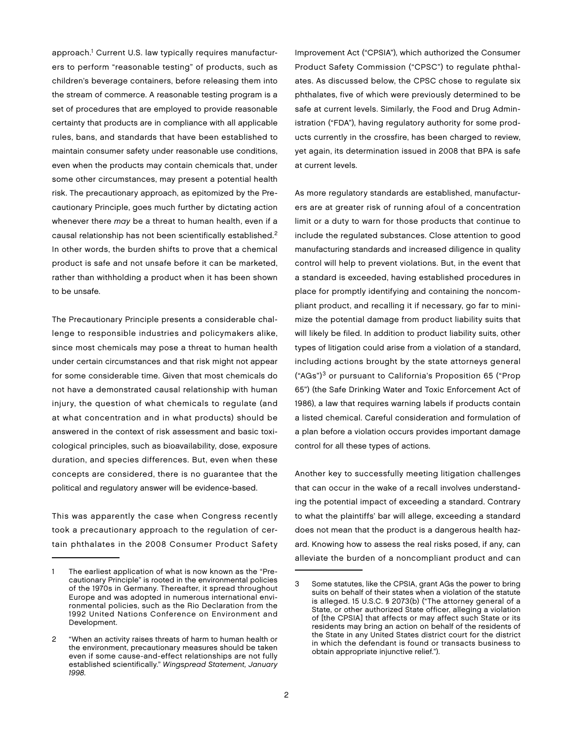approach.[1] Current U.S. law typically requires manufacturers to perform "reasonable testing" of products, such as children's beverage containers, before releasing them into the stream of commerce. A reasonable testing program is a set of procedures that are employed to provide reasonable certainty that products are in compliance with all applicable rules, bans, and standards that have been established to maintain consumer safety under reasonable use conditions, even when the products may contain chemicals that, under some other circumstances, may present a potential health risk. The precautionary approach, as epitomized by the Precautionary Principle, goes much further by dictating action whenever there *may* be a threat to human health, even if a causal relationship has not been scientifically established.[2] In other words, the burden shifts to prove that a chemical product is safe and not unsafe before it can be marketed, rather than withholding a product when it has been shown to be unsafe.

The Precautionary Principle presents a considerable challenge to responsible industries and policymakers alike, since most chemicals may pose a threat to human health under certain circumstances and that risk might not appear for some considerable time. Given that most chemicals do not have a demonstrated causal relationship with human injury, the question of what chemicals to regulate (and at what concentration and in what products) should be answered in the context of risk assessment and basic toxicological principles, such as bioavailability, dose, exposure duration, and species differences. But, even when these concepts are considered, there is no guarantee that the political and regulatory answer will be evidence-based.

This was apparently the case when Congress recently took a precautionary approach to the regulation of certain phthalates in the 2008 Consumer Product Safety Improvement Act ("CPSIA"), which authorized the Consumer Product Safety Commission ("CPSC") to regulate phthalates. As discussed below, the CPSC chose to regulate six phthalates, five of which were previously determined to be safe at current levels. Similarly, the Food and Drug Administration ("FDA"), having regulatory authority for some products currently in the crossfire, has been charged to review, yet again, its determination issued in 2008 that BPA is safe at current levels.

As more regulatory standards are established, manufacturers are at greater risk of running afoul of a concentration limit or a duty to warn for those products that continue to include the regulated substances. Close attention to good manufacturing standards and increased diligence in quality control will help to prevent violations. But, in the event that a standard is exceeded, having established procedures in place for promptly identifying and containing the noncompliant product, and recalling it if necessary, go far to minimize the potential damage from product liability suits that will likely be filed. In addition to product liability suits, other types of litigation could arise from a violation of a standard, including actions brought by the state attorneys general ("AGs")[3] or pursuant to California's Proposition 65 ("Prop 65") (the Safe Drinking Water and Toxic Enforcement Act of 1986), a law that requires warning labels if products contain a listed chemical. Careful consideration and formulation of a plan before a violation occurs provides important damage control for all these types of actions.

Another key to successfully meeting litigation challenges that can occur in the wake of a recall involves understanding the potential impact of exceeding a standard. Contrary to what the plaintiffs' bar will allege, exceeding a standard does not mean that the product is a dangerous health hazard. Knowing how to assess the real risks posed, if any, can alleviate the burden of a noncompliant product and can

---

1 The earliest application of what is now known as the "Precautionary Principle" is rooted in the environmental policies of the 1970s in Germany. Thereafter, it spread throughout Europe and was adopted in numerous international environmental policies, such as the Rio Declaration from the 1992 United Nations Conference on Environment and Development.

2 "When an activity raises threats of harm to human health or the environment, precautionary measures should be taken even if some cause-and-effect relationships are not fully established scientifically." *Wingspread Statement, January 1998.*

3 Some statutes, like the CPSIA, grant AGs the power to bring suits on behalf of their states when a violation of the statute is alleged. 15 U.S.C. § 2073(b) ("The attorney general of a State, or other authorized State officer, alleging a violation of [the CPSIA] that affects or may affect such State or its residents may bring an action on behalf of the residents of the State in any United States district court for the district in which the defendant is found or transacts business to obtain appropriate injunctive relief.").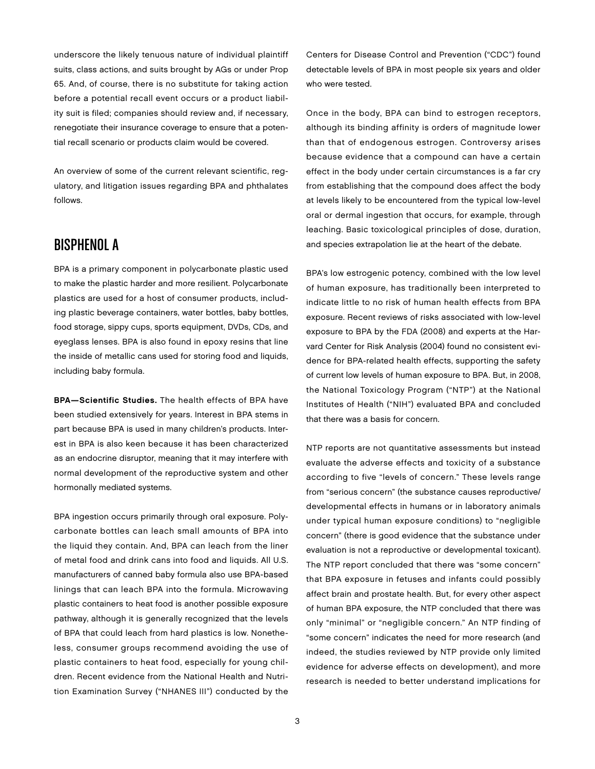underscore the likely tenuous nature of individual plaintiff suits, class actions, and suits brought by AGs or under Prop 65. And, of course, there is no substitute for taking action before a potential recall event occurs or a product liability suit is filed; companies should review and, if necessary, renegotiate their insurance coverage to ensure that a potential recall scenario or products claim would be covered.

An overview of some of the current relevant scientific, regulatory, and litigation issues regarding BPA and phthalates follows.

## BISPHENOL A

BPA is a primary component in polycarbonate plastic used to make the plastic harder and more resilient. Polycarbonate plastics are used for a host of consumer products, including plastic beverage containers, water bottles, baby bottles, food storage, sippy cups, sports equipment, DVDs, CDs, and eyeglass lenses. BPA is also found in epoxy resins that line the inside of metallic cans used for storing food and liquids, including baby formula.

**BPA—Scientific Studies.** The health effects of BPA have been studied extensively for years. Interest in BPA stems in part because BPA is used in many children's products. Interest in BPA is also keen because it has been characterized as an endocrine disruptor, meaning that it may interfere with normal development of the reproductive system and other hormonally mediated systems.

BPA ingestion occurs primarily through oral exposure. Polycarbonate bottles can leach small amounts of BPA into the liquid they contain. And, BPA can leach from the liner of metal food and drink cans into food and liquids. All U.S. manufacturers of canned baby formula also use BPA-based linings that can leach BPA into the formula. Microwaving plastic containers to heat food is another possible exposure pathway, although it is generally recognized that the levels of BPA that could leach from hard plastics is low. Nonetheless, consumer groups recommend avoiding the use of plastic containers to heat food, especially for young children. Recent evidence from the National Health and Nutrition Examination Survey ("NHANES III") conducted by the Centers for Disease Control and Prevention ("CDC") found detectable levels of BPA in most people six years and older who were tested.

Once in the body, BPA can bind to estrogen receptors, although its binding affinity is orders of magnitude lower than that of endogenous estrogen. Controversy arises because evidence that a compound can have a certain effect in the body under certain circumstances is a far cry from establishing that the compound does affect the body at levels likely to be encountered from the typical low-level oral or dermal ingestion that occurs, for example, through leaching. Basic toxicological principles of dose, duration, and species extrapolation lie at the heart of the debate.

BPA's low estrogenic potency, combined with the low level of human exposure, has traditionally been interpreted to indicate little to no risk of human health effects from BPA exposure. Recent reviews of risks associated with low-level exposure to BPA by the FDA (2008) and experts at the Harvard Center for Risk Analysis (2004) found no consistent evidence for BPA-related health effects, supporting the safety of current low levels of human exposure to BPA. But, in 2008, the National Toxicology Program ("NTP") at the National Institutes of Health ("NIH") evaluated BPA and concluded that there was a basis for concern.

NTP reports are not quantitative assessments but instead evaluate the adverse effects and toxicity of a substance according to five "levels of concern." These levels range from "serious concern" (the substance causes reproductive/developmental effects in humans or in laboratory animals under typical human exposure conditions) to "negligible concern" (there is good evidence that the substance under evaluation is not a reproductive or developmental toxicant). The NTP report concluded that there was "some concern" that BPA exposure in fetuses and infants could possibly affect brain and prostate health. But, for every other aspect of human BPA exposure, the NTP concluded that there was only "minimal" or "negligible concern." An NTP finding of "some concern" indicates the need for more research (and indeed, the studies reviewed by NTP provide only limited evidence for adverse effects on development), and more research is needed to better understand implications for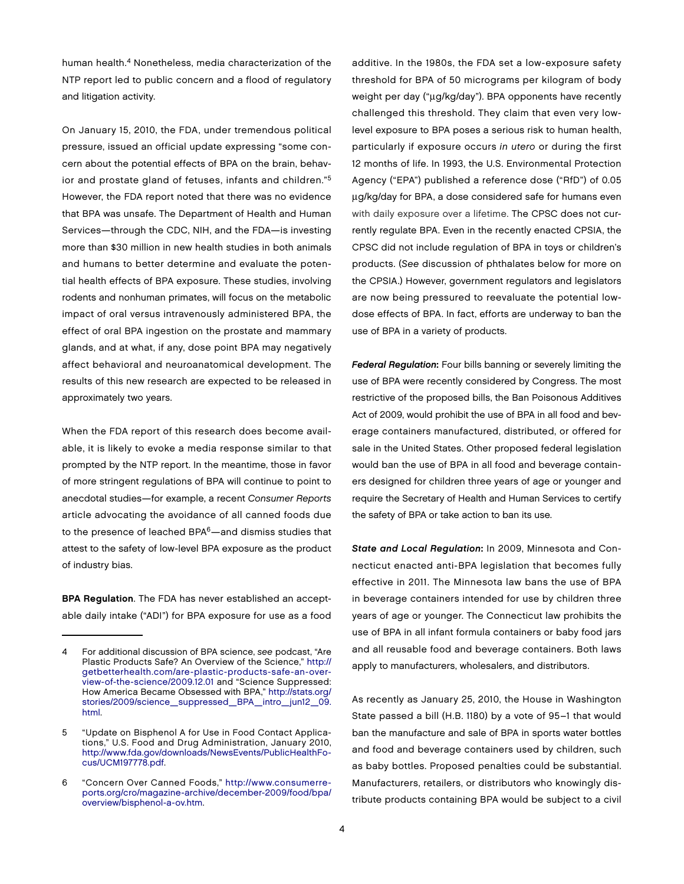human health.[4] Nonetheless, media characterization of the NTP report led to public concern and a flood of regulatory and litigation activity.

On January 15, 2010, the FDA, under tremendous political pressure, issued an official update expressing "some concern about the potential effects of BPA on the brain, behavior and prostate gland of fetuses, infants and children."[5] However, the FDA report noted that there was no evidence that BPA was unsafe. The Department of Health and Human Services—through the CDC, NIH, and the FDA—is investing more than $30 million in new health studies in both animals and humans to better determine and evaluate the potential health effects of BPA exposure. These studies, involving rodents and nonhuman primates, will focus on the metabolic impact of oral versus intravenously administered BPA, the effect of oral BPA ingestion on the prostate and mammary glands, and at what, if any, dose point BPA may negatively affect behavioral and neuroanatomical development. The results of this new research are expected to be released in approximately two years.

When the FDA report of this research does become available, it is likely to evoke a media response similar to that prompted by the NTP report. In the meantime, those in favor of more stringent regulations of BPA will continue to point to anecdotal studies—for example, a recent *Consumer Reports* article advocating the avoidance of all canned foods due to the presence of leached BPA[6]—and dismiss studies that attest to the safety of low-level BPA exposure as the product of industry bias.

**BPA Regulation**. The FDA has never established an acceptable daily intake ("ADI") for BPA exposure for use as a food additive. In the 1980s, the FDA set a low-exposure safety threshold for BPA of 50 micrograms per kilogram of body weight per day ("µg/kg/day"). BPA opponents have recently challenged this threshold. They claim that even very low-level exposure to BPA poses a serious risk to human health, particularly if exposure occurs *in utero* or during the first 12 months of life. In 1993, the U.S. Environmental Protection Agency ("EPA") published a reference dose ("RfD") of 0.05 µg/kg/day for BPA, a dose considered safe for humans even with daily exposure over a lifetime. The CPSC does not currently regulate BPA. Even in the recently enacted CPSIA, the CPSC did not include regulation of BPA in toys or children's products. (*See* discussion of phthalates below for more on the CPSIA.) However, government regulators and legislators are now being pressured to reevaluate the potential low-dose effects of BPA. In fact, efforts are underway to ban the use of BPA in a variety of products.

***Federal Regulation*:** Four bills banning or severely limiting the use of BPA were recently considered by Congress. The most restrictive of the proposed bills, the Ban Poisonous Additives Act of 2009, would prohibit the use of BPA in all food and beverage containers manufactured, distributed, or offered for sale in the United States. Other proposed federal legislation would ban the use of BPA in all food and beverage containers designed for children three years of age or younger and require the Secretary of Health and Human Services to certify the safety of BPA or take action to ban its use.

***State and Local Regulation*:** In 2009, Minnesota and Connecticut enacted anti-BPA legislation that becomes fully effective in 2011. The Minnesota law bans the use of BPA in beverage containers intended for use by children three years of age or younger. The Connecticut law prohibits the use of BPA in all infant formula containers or baby food jars and all reusable food and beverage containers. Both laws apply to manufacturers, wholesalers, and distributors.

As recently as January 25, 2010, the House in Washington State passed a bill (H.B. 1180) by a vote of 95–1 that would ban the manufacture and sale of BPA in sports water bottles and food and beverage containers used by children, such as baby bottles. Proposed penalties could be substantial. Manufacturers, retailers, or distributors who knowingly distribute products containing BPA would be subject to a civil

---

4 For additional discussion of BPA science, *see* podcast, "Are Plastic Products Safe? An Overview of the Science," http://getbetterhealth.com/are-plastic-products-safe-an-overview-of-the-science/2009.12.01 and "Science Suppressed: How America Became Obsessed with BPA," http://stats.org/stories/2009/science_suppressed_BPA_intro_jun12_09.html.

5 "Update on Bisphenol A for Use in Food Contact Applications," U.S. Food and Drug Administration, January 2010, http://www.fda.gov/downloads/NewsEvents/PublicHealthFocus/UCM197778.pdf.

6 "Concern Over Canned Foods," http://www.consumerreports.org/cro/magazine-archive/december-2009/food/bpa/overview/bisphenol-a-ov.htm.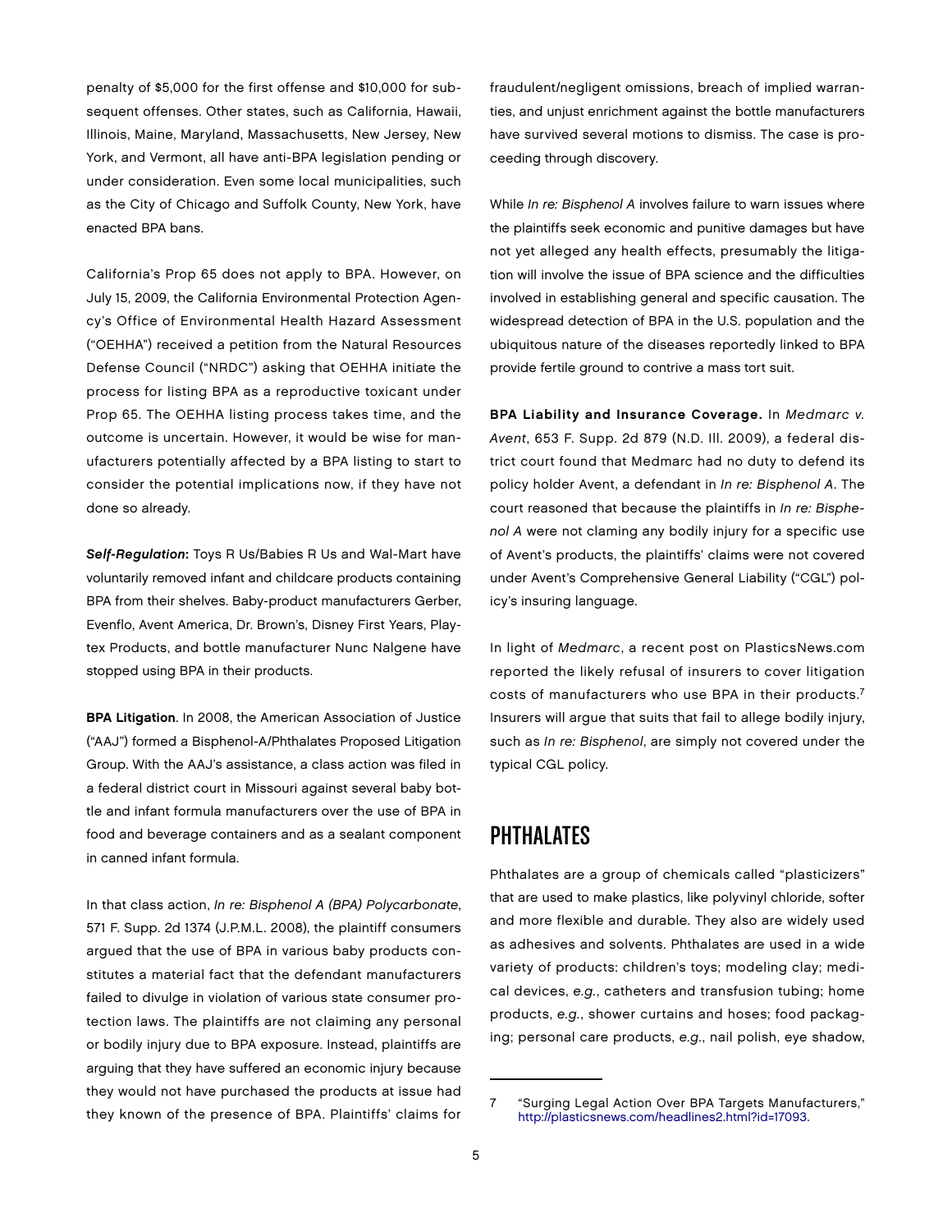penalty of $5,000 for the first offense and $10,000 for subsequent offenses. Other states, such as California, Hawaii, Illinois, Maine, Maryland, Massachusetts, New Jersey, New York, and Vermont, all have anti-BPA legislation pending or under consideration. Even some local municipalities, such as the City of Chicago and Suffolk County, New York, have enacted BPA bans.

California's Prop 65 does not apply to BPA. However, on July 15, 2009, the California Environmental Protection Agency's Office of Environmental Health Hazard Assessment ("OEHHA") received a petition from the Natural Resources Defense Council ("NRDC") asking that OEHHA initiate the process for listing BPA as a reproductive toxicant under Prop 65. The OEHHA listing process takes time, and the outcome is uncertain. However, it would be wise for manufacturers potentially affected by a BPA listing to start to consider the potential implications now, if they have not done so already.

***Self-Regulation*:** Toys R Us/Babies R Us and Wal-Mart have voluntarily removed infant and childcare products containing BPA from their shelves. Baby-product manufacturers Gerber, Evenflo, Avent America, Dr. Brown's, Disney First Years, Playtex Products, and bottle manufacturer Nunc Nalgene have stopped using BPA in their products.

**BPA Litigation**. In 2008, the American Association of Justice ("AAJ") formed a Bisphenol-A/Phthalates Proposed Litigation Group. With the AAJ's assistance, a class action was filed in a federal district court in Missouri against several baby bottle and infant formula manufacturers over the use of BPA in food and beverage containers and as a sealant component in canned infant formula.

In that class action, *In re: Bisphenol A (BPA) Polycarbonate*, 571 F. Supp. 2d 1374 (J.P.M.L. 2008), the plaintiff consumers argued that the use of BPA in various baby products constitutes a material fact that the defendant manufacturers failed to divulge in violation of various state consumer protection laws. The plaintiffs are not claiming any personal or bodily injury due to BPA exposure. Instead, plaintiffs are arguing that they have suffered an economic injury because they would not have purchased the products at issue had they known of the presence of BPA. Plaintiffs' claims for fraudulent/negligent omissions, breach of implied warranties, and unjust enrichment against the bottle manufacturers have survived several motions to dismiss. The case is proceeding through discovery.

While *In re: Bisphenol A* involves failure to warn issues where the plaintiffs seek economic and punitive damages but have not yet alleged any health effects, presumably the litigation will involve the issue of BPA science and the difficulties involved in establishing general and specific causation. The widespread detection of BPA in the U.S. population and the ubiquitous nature of the diseases reportedly linked to BPA provide fertile ground to contrive a mass tort suit.

**BPA Liability and Insurance Coverage.** In *Medmarc v. Avent*, 653 F. Supp. 2d 879 (N.D. Ill. 2009), a federal district court found that Medmarc had no duty to defend its policy holder Avent, a defendant in *In re: Bisphenol A*. The court reasoned that because the plaintiffs in *In re: Bisphenol A* were not claming any bodily injury for a specific use of Avent's products, the plaintiffs' claims were not covered under Avent's Comprehensive General Liability ("CGL") policy's insuring language.

In light of *Medmarc*, a recent post on PlasticsNews.com reported the likely refusal of insurers to cover litigation costs of manufacturers who use BPA in their products.[7] Insurers will argue that suits that fail to allege bodily injury, such as *In re: Bisphenol*, are simply not covered under the typical CGL policy.

## PHTHALATES

Phthalates are a group of chemicals called "plasticizers" that are used to make plastics, like polyvinyl chloride, softer and more flexible and durable. They also are widely used as adhesives and solvents. Phthalates are used in a wide variety of products: children's toys; modeling clay; medical devices, *e.g.*, catheters and transfusion tubing; home products, *e.g.*, shower curtains and hoses; food packaging; personal care products, *e.g.*, nail polish, eye shadow,

7 "Surging Legal Action Over BPA Targets Manufacturers," http://plasticsnews.com/headlines2.html?id=17093.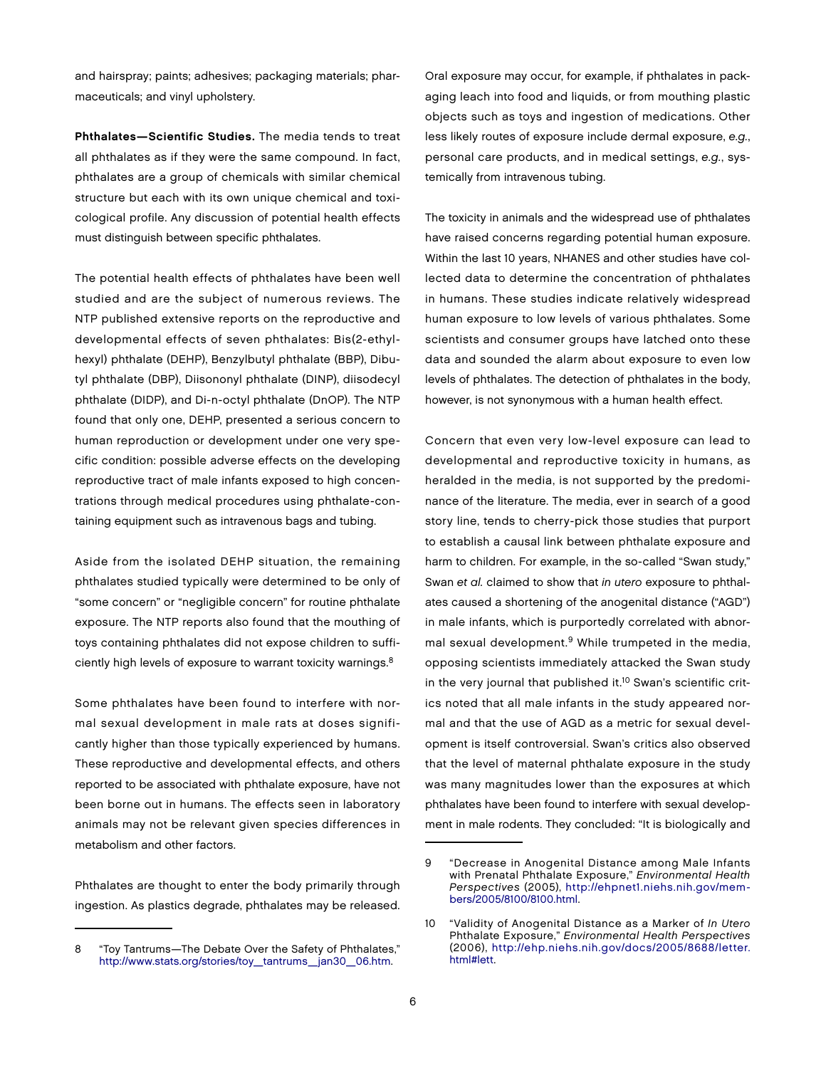and hairspray; paints; adhesives; packaging materials; pharmaceuticals; and vinyl upholstery.

**Phthalates—Scientific Studies.** The media tends to treat all phthalates as if they were the same compound. In fact, phthalates are a group of chemicals with similar chemical structure but each with its own unique chemical and toxicological profile. Any discussion of potential health effects must distinguish between specific phthalates.

The potential health effects of phthalates have been well studied and are the subject of numerous reviews. The NTP published extensive reports on the reproductive and developmental effects of seven phthalates: Bis(2-ethylhexyl) phthalate (DEHP), Benzylbutyl phthalate (BBP), Dibutyl phthalate (DBP), Diisononyl phthalate (DINP), diisodecyl phthalate (DIDP), and Di-n-octyl phthalate (DnOP). The NTP found that only one, DEHP, presented a serious concern to human reproduction or development under one very specific condition: possible adverse effects on the developing reproductive tract of male infants exposed to high concentrations through medical procedures using phthalate-containing equipment such as intravenous bags and tubing.

Aside from the isolated DEHP situation, the remaining phthalates studied typically were determined to be only of "some concern" or "negligible concern" for routine phthalate exposure. The NTP reports also found that the mouthing of toys containing phthalates did not expose children to sufficiently high levels of exposure to warrant toxicity warnings.[8]

Some phthalates have been found to interfere with normal sexual development in male rats at doses significantly higher than those typically experienced by humans. These reproductive and developmental effects, and others reported to be associated with phthalate exposure, have not been borne out in humans. The effects seen in laboratory animals may not be relevant given species differences in metabolism and other factors.

Phthalates are thought to enter the body primarily through ingestion. As plastics degrade, phthalates may be released. Oral exposure may occur, for example, if phthalates in packaging leach into food and liquids, or from mouthing plastic objects such as toys and ingestion of medications. Other less likely routes of exposure include dermal exposure, *e.g.*, personal care products, and in medical settings, *e.g.*, systemically from intravenous tubing.

The toxicity in animals and the widespread use of phthalates have raised concerns regarding potential human exposure. Within the last 10 years, NHANES and other studies have collected data to determine the concentration of phthalates in humans. These studies indicate relatively widespread human exposure to low levels of various phthalates. Some scientists and consumer groups have latched onto these data and sounded the alarm about exposure to even low levels of phthalates. The detection of phthalates in the body, however, is not synonymous with a human health effect.

Concern that even very low-level exposure can lead to developmental and reproductive toxicity in humans, as heralded in the media, is not supported by the predominance of the literature. The media, ever in search of a good story line, tends to cherry-pick those studies that purport to establish a causal link between phthalate exposure and harm to children. For example, in the so-called "Swan study," Swan *et al.* claimed to show that *in utero* exposure to phthalates caused a shortening of the anogenital distance ("AGD") in male infants, which is purportedly correlated with abnormal sexual development.[9] While trumpeted in the media, opposing scientists immediately attacked the Swan study in the very journal that published it.[10] Swan's scientific critics noted that all male infants in the study appeared normal and that the use of AGD as a metric for sexual development is itself controversial. Swan's critics also observed that the level of maternal phthalate exposure in the study was many magnitudes lower than the exposures at which phthalates have been found to interfere with sexual development in male rodents. They concluded: "It is biologically and

---

8 "Toy Tantrums—The Debate Over the Safety of Phthalates," http://www.stats.org/stories/toy__tantrums__jan30__06.htm.

9 "Decrease in Anogenital Distance among Male Infants with Prenatal Phthalate Exposure," *Environmental Health Perspectives* (2005), http://ehpnet1.niehs.nih.gov/members/2005/8100/8100.html.

10 "Validity of Anogenital Distance as a Marker of *In Utero* Phthalate Exposure," *Environmental Health Perspectives* (2006), http://ehp.niehs.nih.gov/docs/2005/8688/letter.html#lett.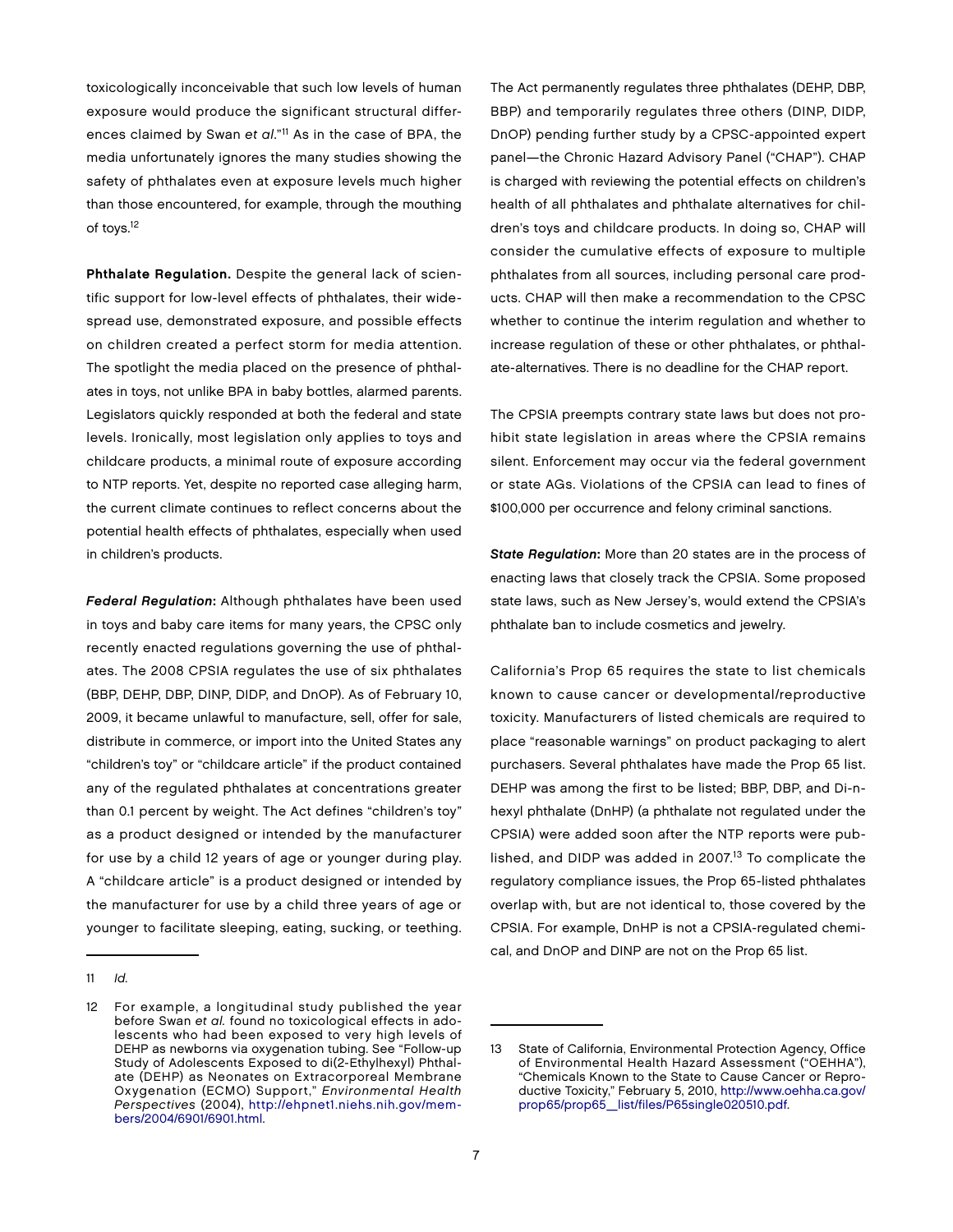toxicologically inconceivable that such low levels of human exposure would produce the significant structural differences claimed by Swan *et al.*"[11] As in the case of BPA, the media unfortunately ignores the many studies showing the safety of phthalates even at exposure levels much higher than those encountered, for example, through the mouthing of toys.[12]

**Phthalate Regulation.** Despite the general lack of scientific support for low-level effects of phthalates, their widespread use, demonstrated exposure, and possible effects on children created a perfect storm for media attention. The spotlight the media placed on the presence of phthalates in toys, not unlike BPA in baby bottles, alarmed parents. Legislators quickly responded at both the federal and state levels. Ironically, most legislation only applies to toys and childcare products, a minimal route of exposure according to NTP reports. Yet, despite no reported case alleging harm, the current climate continues to reflect concerns about the potential health effects of phthalates, especially when used in children's products.

***Federal Regulation*****:** Although phthalates have been used in toys and baby care items for many years, the CPSC only recently enacted regulations governing the use of phthalates. The 2008 CPSIA regulates the use of six phthalates (BBP, DEHP, DBP, DINP, DIDP, and DnOP). As of February 10, 2009, it became unlawful to manufacture, sell, offer for sale, distribute in commerce, or import into the United States any "children's toy" or "childcare article" if the product contained any of the regulated phthalates at concentrations greater than 0.1 percent by weight. The Act defines "children's toy" as a product designed or intended by the manufacturer for use by a child 12 years of age or younger during play. A "childcare article" is a product designed or intended by the manufacturer for use by a child three years of age or younger to facilitate sleeping, eating, sucking, or teething. The Act permanently regulates three phthalates (DEHP, DBP, BBP) and temporarily regulates three others (DINP, DIDP, DnOP) pending further study by a CPSC-appointed expert panel—the Chronic Hazard Advisory Panel ("CHAP"). CHAP is charged with reviewing the potential effects on children's health of all phthalates and phthalate alternatives for children's toys and childcare products. In doing so, CHAP will consider the cumulative effects of exposure to multiple phthalates from all sources, including personal care products. CHAP will then make a recommendation to the CPSC whether to continue the interim regulation and whether to increase regulation of these or other phthalates, or phthalate-alternatives. There is no deadline for the CHAP report.

The CPSIA preempts contrary state laws but does not prohibit state legislation in areas where the CPSIA remains silent. Enforcement may occur via the federal government or state AGs. Violations of the CPSIA can lead to fines of $100,000 per occurrence and felony criminal sanctions.

***State Regulation*****:** More than 20 states are in the process of enacting laws that closely track the CPSIA. Some proposed state laws, such as New Jersey's, would extend the CPSIA's phthalate ban to include cosmetics and jewelry.

California's Prop 65 requires the state to list chemicals known to cause cancer or developmental/reproductive toxicity. Manufacturers of listed chemicals are required to place "reasonable warnings" on product packaging to alert purchasers. Several phthalates have made the Prop 65 list. DEHP was among the first to be listed; BBP, DBP, and Di-n-hexyl phthalate (DnHP) (a phthalate not regulated under the CPSIA) were added soon after the NTP reports were published, and DIDP was added in 2007.[13] To complicate the regulatory compliance issues, the Prop 65-listed phthalates overlap with, but are not identical to, those covered by the CPSIA. For example, DnHP is not a CPSIA-regulated chemical, and DnOP and DINP are not on the Prop 65 list.

---

11 *Id.*

12 For example, a longitudinal study published the year before Swan *et al.* found no toxicological effects in adolescents who had been exposed to very high levels of DEHP as newborns via oxygenation tubing. See "Follow-up Study of Adolescents Exposed to di(2-Ethylhexyl) Phthalate (DEHP) as Neonates on Extracorporeal Membrane Oxygenation (ECMO) Support," *Environmental Health Perspectives* (2004), http://ehpnet1.niehs.nih.gov/members/2004/6901/6901.html.

13 State of California, Environmental Protection Agency, Office of Environmental Health Hazard Assessment ("OEHHA"), "Chemicals Known to the State to Cause Cancer or Reproductive Toxicity," February 5, 2010, http://www.oehha.ca.gov/prop65/prop65_list/files/P65single020510.pdf.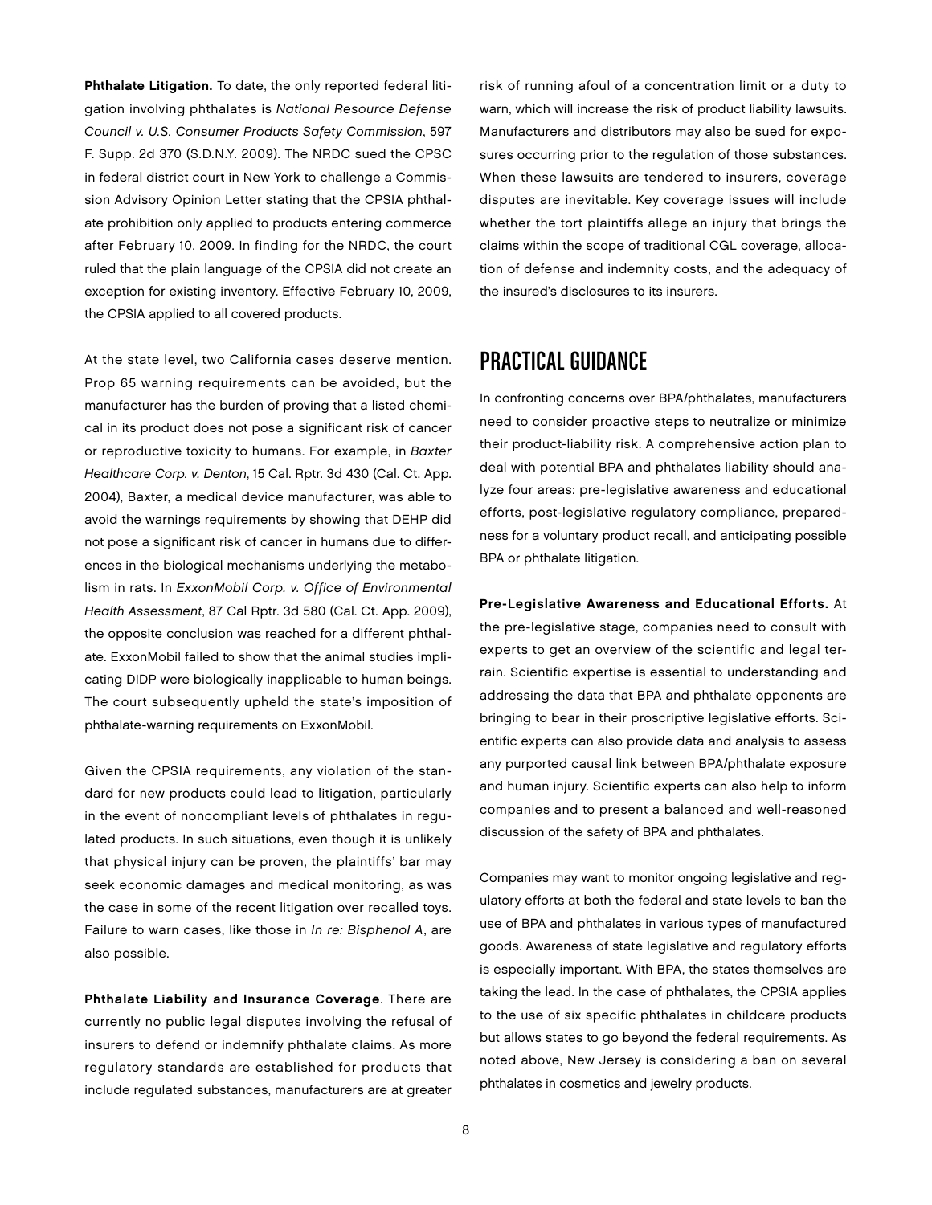**Phthalate Litigation.** To date, the only reported federal litigation involving phthalates is *National Resource Defense Council v. U.S. Consumer Products Safety Commission*, 597 F. Supp. 2d 370 (S.D.N.Y. 2009). The NRDC sued the CPSC in federal district court in New York to challenge a Commission Advisory Opinion Letter stating that the CPSIA phthalate prohibition only applied to products entering commerce after February 10, 2009. In finding for the NRDC, the court ruled that the plain language of the CPSIA did not create an exception for existing inventory. Effective February 10, 2009, the CPSIA applied to all covered products.

At the state level, two California cases deserve mention. Prop 65 warning requirements can be avoided, but the manufacturer has the burden of proving that a listed chemical in its product does not pose a significant risk of cancer or reproductive toxicity to humans. For example, in *Baxter Healthcare Corp. v. Denton*, 15 Cal. Rptr. 3d 430 (Cal. Ct. App. 2004), Baxter, a medical device manufacturer, was able to avoid the warnings requirements by showing that DEHP did not pose a significant risk of cancer in humans due to differences in the biological mechanisms underlying the metabolism in rats. In *ExxonMobil Corp. v. Office of Environmental Health Assessment*, 87 Cal Rptr. 3d 580 (Cal. Ct. App. 2009), the opposite conclusion was reached for a different phthalate. ExxonMobil failed to show that the animal studies implicating DIDP were biologically inapplicable to human beings. The court subsequently upheld the state's imposition of phthalate-warning requirements on ExxonMobil.

Given the CPSIA requirements, any violation of the standard for new products could lead to litigation, particularly in the event of noncompliant levels of phthalates in regulated products. In such situations, even though it is unlikely that physical injury can be proven, the plaintiffs' bar may seek economic damages and medical monitoring, as was the case in some of the recent litigation over recalled toys. Failure to warn cases, like those in *In re: Bisphenol A*, are also possible.

**Phthalate Liability and Insurance Coverage**. There are currently no public legal disputes involving the refusal of insurers to defend or indemnify phthalate claims. As more regulatory standards are established for products that include regulated substances, manufacturers are at greater risk of running afoul of a concentration limit or a duty to warn, which will increase the risk of product liability lawsuits. Manufacturers and distributors may also be sued for exposures occurring prior to the regulation of those substances. When these lawsuits are tendered to insurers, coverage disputes are inevitable. Key coverage issues will include whether the tort plaintiffs allege an injury that brings the claims within the scope of traditional CGL coverage, allocation of defense and indemnity costs, and the adequacy of the insured's disclosures to its insurers.

## PRACTICAL GUIDANCE

In confronting concerns over BPA/phthalates, manufacturers need to consider proactive steps to neutralize or minimize their product-liability risk. A comprehensive action plan to deal with potential BPA and phthalates liability should analyze four areas: pre-legislative awareness and educational efforts, post-legislative regulatory compliance, preparedness for a voluntary product recall, and anticipating possible BPA or phthalate litigation.

**Pre-Legislative Awareness and Educational Efforts.** At the pre-legislative stage, companies need to consult with experts to get an overview of the scientific and legal terrain. Scientific expertise is essential to understanding and addressing the data that BPA and phthalate opponents are bringing to bear in their proscriptive legislative efforts. Scientific experts can also provide data and analysis to assess any purported causal link between BPA/phthalate exposure and human injury. Scientific experts can also help to inform companies and to present a balanced and well-reasoned discussion of the safety of BPA and phthalates.

Companies may want to monitor ongoing legislative and regulatory efforts at both the federal and state levels to ban the use of BPA and phthalates in various types of manufactured goods. Awareness of state legislative and regulatory efforts is especially important. With BPA, the states themselves are taking the lead. In the case of phthalates, the CPSIA applies to the use of six specific phthalates in childcare products but allows states to go beyond the federal requirements. As noted above, New Jersey is considering a ban on several phthalates in cosmetics and jewelry products.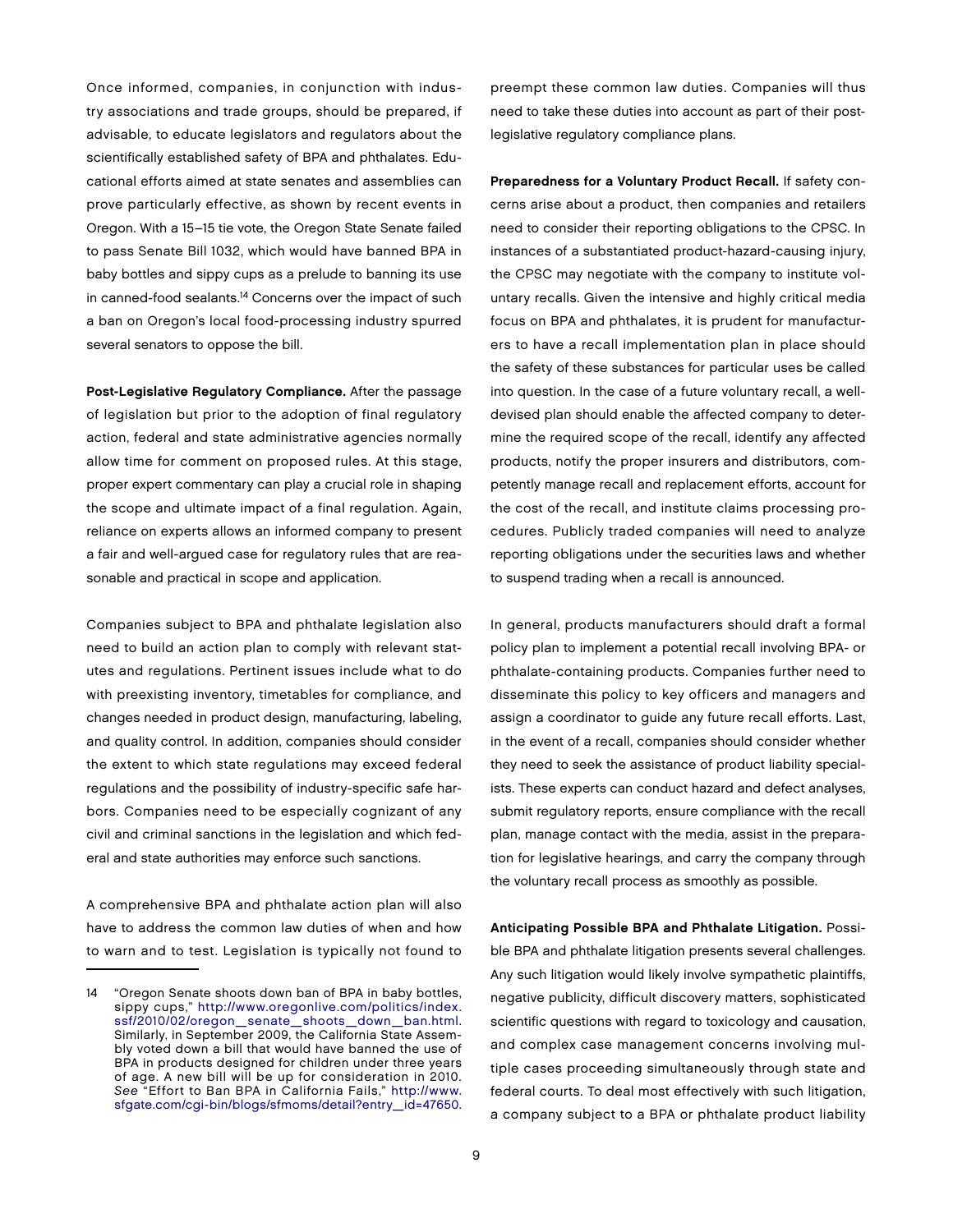Once informed, companies, in conjunction with industry associations and trade groups, should be prepared, if advisable, to educate legislators and regulators about the scientifically established safety of BPA and phthalates. Educational efforts aimed at state senates and assemblies can prove particularly effective, as shown by recent events in Oregon. With a 15–15 tie vote, the Oregon State Senate failed to pass Senate Bill 1032, which would have banned BPA in baby bottles and sippy cups as a prelude to banning its use in canned-food sealants.[14] Concerns over the impact of such a ban on Oregon's local food-processing industry spurred several senators to oppose the bill.

**Post-Legislative Regulatory Compliance.** After the passage of legislation but prior to the adoption of final regulatory action, federal and state administrative agencies normally allow time for comment on proposed rules. At this stage, proper expert commentary can play a crucial role in shaping the scope and ultimate impact of a final regulation. Again, reliance on experts allows an informed company to present a fair and well-argued case for regulatory rules that are reasonable and practical in scope and application.

Companies subject to BPA and phthalate legislation also need to build an action plan to comply with relevant statutes and regulations. Pertinent issues include what to do with preexisting inventory, timetables for compliance, and changes needed in product design, manufacturing, labeling, and quality control. In addition, companies should consider the extent to which state regulations may exceed federal regulations and the possibility of industry-specific safe harbors. Companies need to be especially cognizant of any civil and criminal sanctions in the legislation and which federal and state authorities may enforce such sanctions.

A comprehensive BPA and phthalate action plan will also have to address the common law duties of when and how to warn and to test. Legislation is typically not found to preempt these common law duties. Companies will thus need to take these duties into account as part of their post-legislative regulatory compliance plans.

**Preparedness for a Voluntary Product Recall.** If safety concerns arise about a product, then companies and retailers need to consider their reporting obligations to the CPSC. In instances of a substantiated product-hazard-causing injury, the CPSC may negotiate with the company to institute voluntary recalls. Given the intensive and highly critical media focus on BPA and phthalates, it is prudent for manufacturers to have a recall implementation plan in place should the safety of these substances for particular uses be called into question. In the case of a future voluntary recall, a well-devised plan should enable the affected company to determine the required scope of the recall, identify any affected products, notify the proper insurers and distributors, competently manage recall and replacement efforts, account for the cost of the recall, and institute claims processing procedures. Publicly traded companies will need to analyze reporting obligations under the securities laws and whether to suspend trading when a recall is announced.

In general, products manufacturers should draft a formal policy plan to implement a potential recall involving BPA- or phthalate-containing products. Companies further need to disseminate this policy to key officers and managers and assign a coordinator to guide any future recall efforts. Last, in the event of a recall, companies should consider whether they need to seek the assistance of product liability specialists. These experts can conduct hazard and defect analyses, submit regulatory reports, ensure compliance with the recall plan, manage contact with the media, assist in the preparation for legislative hearings, and carry the company through the voluntary recall process as smoothly as possible.

**Anticipating Possible BPA and Phthalate Litigation.** Possible BPA and phthalate litigation presents several challenges. Any such litigation would likely involve sympathetic plaintiffs, negative publicity, difficult discovery matters, sophisticated scientific questions with regard to toxicology and causation, and complex case management concerns involving multiple cases proceeding simultaneously through state and federal courts. To deal most effectively with such litigation, a company subject to a BPA or phthalate product liability

---

14 "Oregon Senate shoots down ban of BPA in baby bottles, sippy cups," http://www.oregonlive.com/politics/index.ssf/2010/02/oregon_senate_shoots_down_ban.html. Similarly, in September 2009, the California State Assembly voted down a bill that would have banned the use of BPA in products designed for children under three years of age. A new bill will be up for consideration in 2010. *See* "Effort to Ban BPA in California Fails," http://www.sfgate.com/cgi-bin/blogs/sfmoms/detail?entry_id=47650.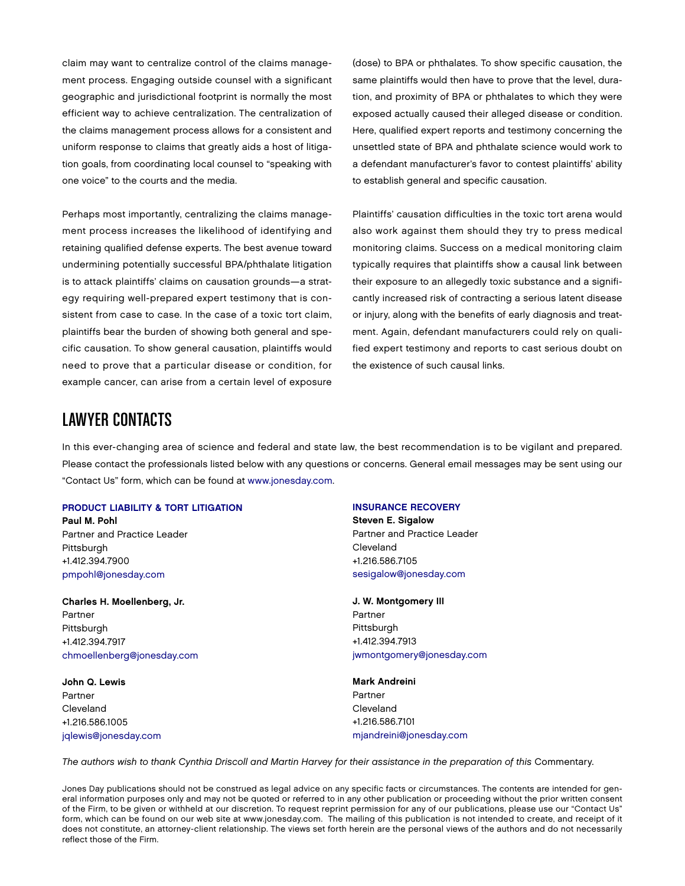claim may want to centralize control of the claims management process. Engaging outside counsel with a significant geographic and jurisdictional footprint is normally the most efficient way to achieve centralization. The centralization of the claims management process allows for a consistent and uniform response to claims that greatly aids a host of litigation goals, from coordinating local counsel to "speaking with one voice" to the courts and the media.

Perhaps most importantly, centralizing the claims management process increases the likelihood of identifying and retaining qualified defense experts. The best avenue toward undermining potentially successful BPA/phthalate litigation is to attack plaintiffs' claims on causation grounds—a strategy requiring well-prepared expert testimony that is consistent from case to case. In the case of a toxic tort claim, plaintiffs bear the burden of showing both general and specific causation. To show general causation, plaintiffs would need to prove that a particular disease or condition, for example cancer, can arise from a certain level of exposure (dose) to BPA or phthalates. To show specific causation, the same plaintiffs would then have to prove that the level, duration, and proximity of BPA or phthalates to which they were exposed actually caused their alleged disease or condition. Here, qualified expert reports and testimony concerning the unsettled state of BPA and phthalate science would work to a defendant manufacturer's favor to contest plaintiffs' ability to establish general and specific causation.

Plaintiffs' causation difficulties in the toxic tort arena would also work against them should they try to press medical monitoring claims. Success on a medical monitoring claim typically requires that plaintiffs show a causal link between their exposure to an allegedly toxic substance and a significantly increased risk of contracting a serious latent disease or injury, along with the benefits of early diagnosis and treatment. Again, defendant manufacturers could rely on qualified expert testimony and reports to cast serious doubt on the existence of such causal links.

## LAWYER CONTACTS

In this ever-changing area of science and federal and state law, the best recommendation is to be vigilant and prepared. Please contact the professionals listed below with any questions or concerns. General email messages may be sent using our "Contact Us" form, which can be found at www.jonesday.com.

**PRODUCT LIABILITY & TORT LITIGATION**

**Paul M. Pohl**
Partner and Practice Leader
Pittsburgh
+1.412.394.7900
pmpohl@jonesday.com

**Charles H. Moellenberg, Jr.**
Partner
Pittsburgh
+1.412.394.7917
chmoellenberg@jonesday.com

**John Q. Lewis**
Partner
Cleveland
+1.216.586.1005
jqlewis@jonesday.com

**INSURANCE RECOVERY**

**Steven E. Sigalow**
Partner and Practice Leader
Cleveland
+1.216.586.7105
sesigalow@jonesday.com

**J. W. Montgomery III**
Partner
Pittsburgh
+1.412.394.7913
jwmontgomery@jonesday.com

**Mark Andreini**
Partner
Cleveland
+1.216.586.7101
mjandreini@jonesday.com

*The authors wish to thank Cynthia Driscoll and Martin Harvey for their assistance in the preparation of this* Commentary.

Jones Day publications should not be construed as legal advice on any specific facts or circumstances. The contents are intended for general information purposes only and may not be quoted or referred to in any other publication or proceeding without the prior written consent of the Firm, to be given or withheld at our discretion. To request reprint permission for any of our publications, please use our "Contact Us" form, which can be found on our web site at www.jonesday.com. The mailing of this publication is not intended to create, and receipt of it does not constitute, an attorney-client relationship. The views set forth herein are the personal views of the authors and do not necessarily reflect those of the Firm.